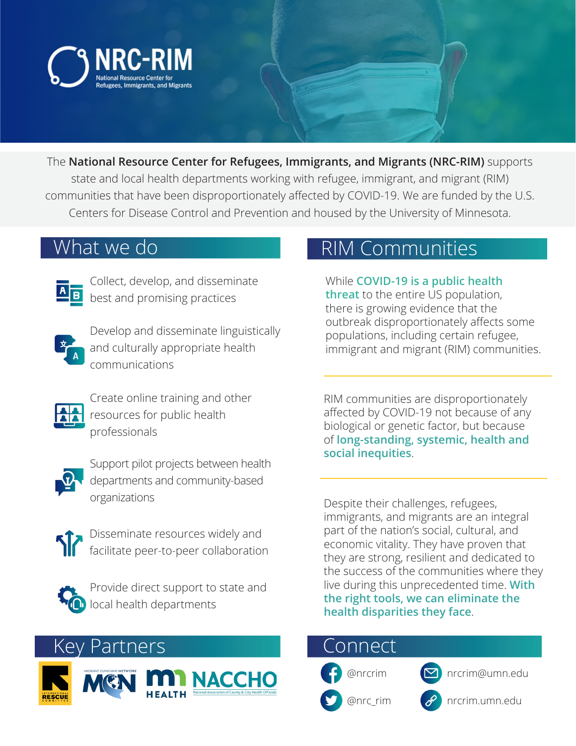# NRC-RIM

National Resource Center for Refugees, Immigrants, and Migrants

The **National Resource Center for Refugees, Immigrants, and Migrants (NRC-RIM)** supports state and local health departments working with refugee, immigrant, and migrant (RIM) communities that have been disproportionately affected by COVID-19. We are funded by the U.S. Centers for Disease Control and Prevention and housed by the University of Minnesota.

## What we do

- Collect, develop, and disseminate best and promising practices
- Develop and disseminate linguistically and culturally appropriate health communications
- Create online training and other resources for public health professionals
- Support pilot projects between health departments and community-based organizations
- Disseminate resources widely and facilitate peer-to-peer collaboration
- Provide direct support to state and local health departments

## RIM Communities

While **COVID-19 is a public health threat** to the entire US population, there is growing evidence that the outbreak disproportionately affects some populations, including certain refugee, immigrant and migrant (RIM) communities.

RIM communities are disproportionately affected by COVID-19 not because of any biological or genetic factor, but because of **long-standing, systemic, health and social inequities**.

Despite their challenges, refugees, immigrants, and migrants are an integral part of the nation's social, cultural, and economic vitality. They have proven that they are strong, resilient and dedicated to the success of the communities where they live during this unprecedented time. **With the right tools, we can eliminate the health disparities they face**.

## Key Partners

International Rescue Committee · Migrant Clinicians Network (MCN) · MN Health · NACCHO (National Association of County & City Health Officials)

## Connect

- @nrcrim
- @nrc_rim
- nrcrim@umn.edu
- nrcrim.umn.edu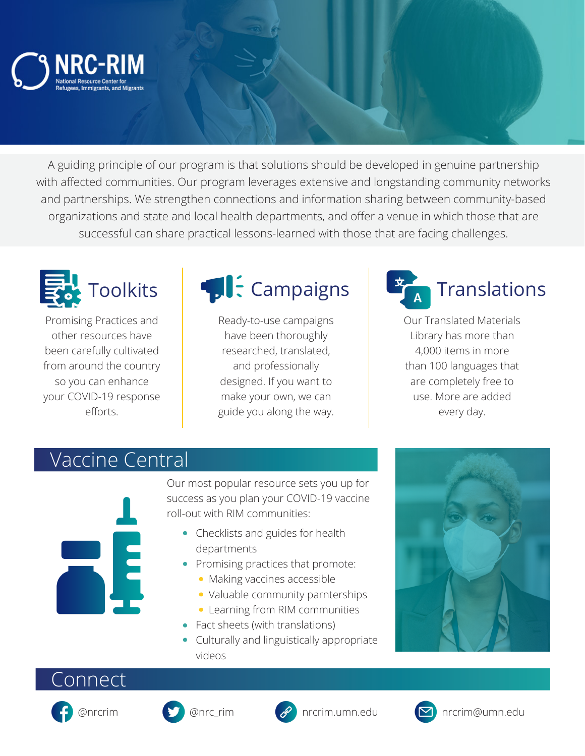NRC-RIM

National Resource Center for Refugees, Immigrants, and Migrants

A guiding principle of our program is that solutions should be developed in genuine partnership with affected communities. Our program leverages extensive and longstanding community networks and partnerships. We strengthen connections and information sharing between community-based organizations and state and local health departments, and offer a venue in which those that are successful can share practical lessons-learned with those that are facing challenges.

## Toolkits

Promising Practices and other resources have been carefully cultivated from around the country so you can enhance your COVID-19 response efforts.

## Campaigns

Ready-to-use campaigns have been thoroughly researched, translated, and professionally designed. If you want to make your own, we can guide you along the way.

## Translations

Our Translated Materials Library has more than 4,000 items in more than 100 languages that are completely free to use. More are added every day.

## Vaccine Central

Our most popular resource sets you up for success as you plan your COVID-19 vaccine roll-out with RIM communities:

- Checklists and guides for health departments
- Promising practices that promote:
  - Making vaccines accessible
  - Valuable community parnterships
  - Learning from RIM communities
- Fact sheets (with translations)
- Culturally and linguistically appropriate videos

## Connect

@nrcrim

@nrc_rim

nrcrim.umn.edu

nrcrim@umn.edu